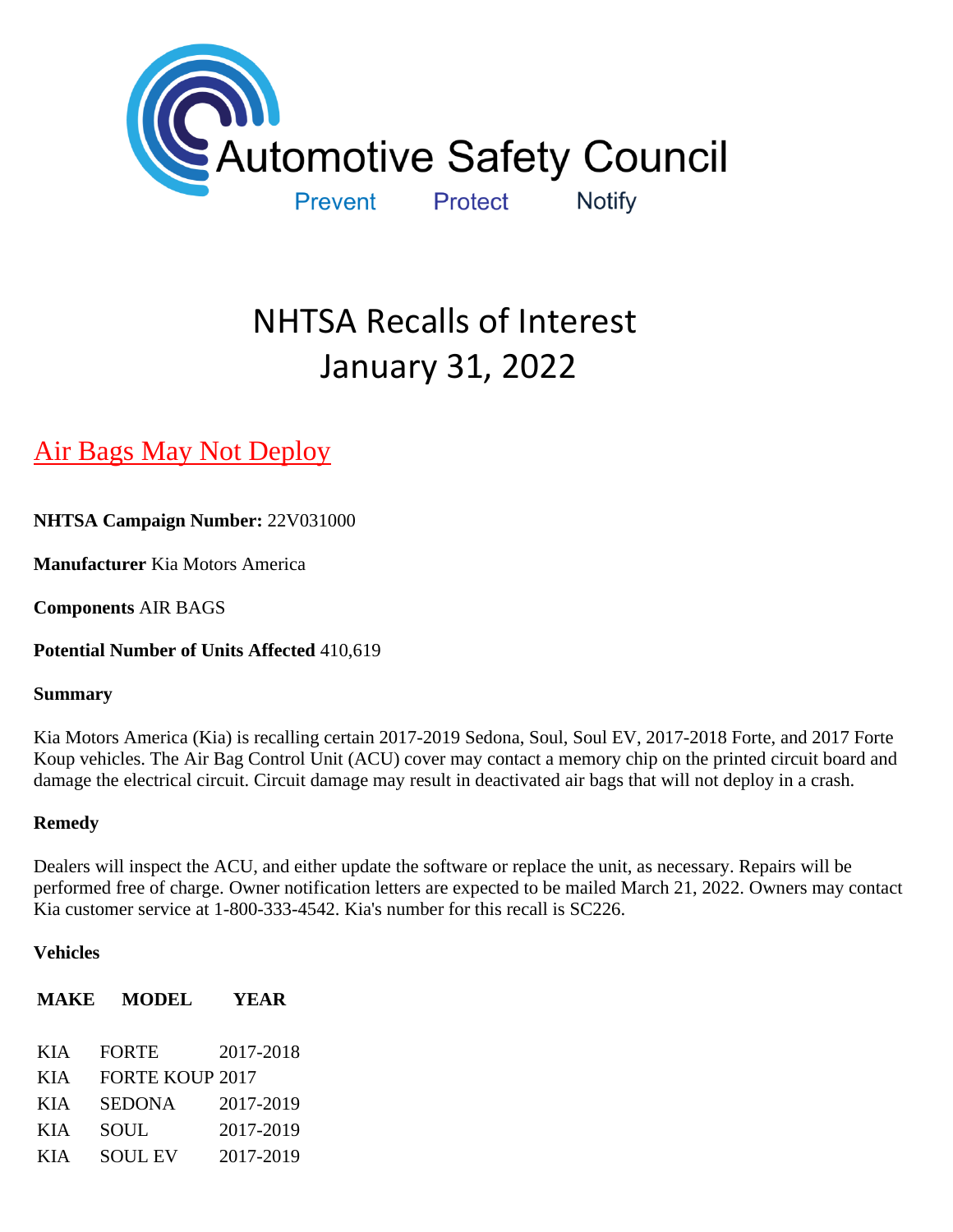Automotive Safety Council

Prevent Protect Notify

# NHTSA Recalls of Interest
# January 31, 2022

## Air Bags May Not Deploy

**NHTSA Campaign Number:** 22V031000

**Manufacturer** Kia Motors America

**Components** AIR BAGS

**Potential Number of Units Affected** 410,619

**Summary**

Kia Motors America (Kia) is recalling certain 2017-2019 Sedona, Soul, Soul EV, 2017-2018 Forte, and 2017 Forte Koup vehicles. The Air Bag Control Unit (ACU) cover may contact a memory chip on the printed circuit board and damage the electrical circuit. Circuit damage may result in deactivated air bags that will not deploy in a crash.

**Remedy**

Dealers will inspect the ACU, and either update the software or replace the unit, as necessary. Repairs will be performed free of charge. Owner notification letters are expected to be mailed March 21, 2022. Owners may contact Kia customer service at 1-800-333-4542. Kia's number for this recall is SC226.

**Vehicles**

| MAKE | MODEL | YEAR |
|---|---|---|
| KIA | FORTE | 2017-2018 |
| KIA | FORTE KOUP | 2017 |
| KIA | SEDONA | 2017-2019 |
| KIA | SOUL | 2017-2019 |
| KIA | SOUL EV | 2017-2019 |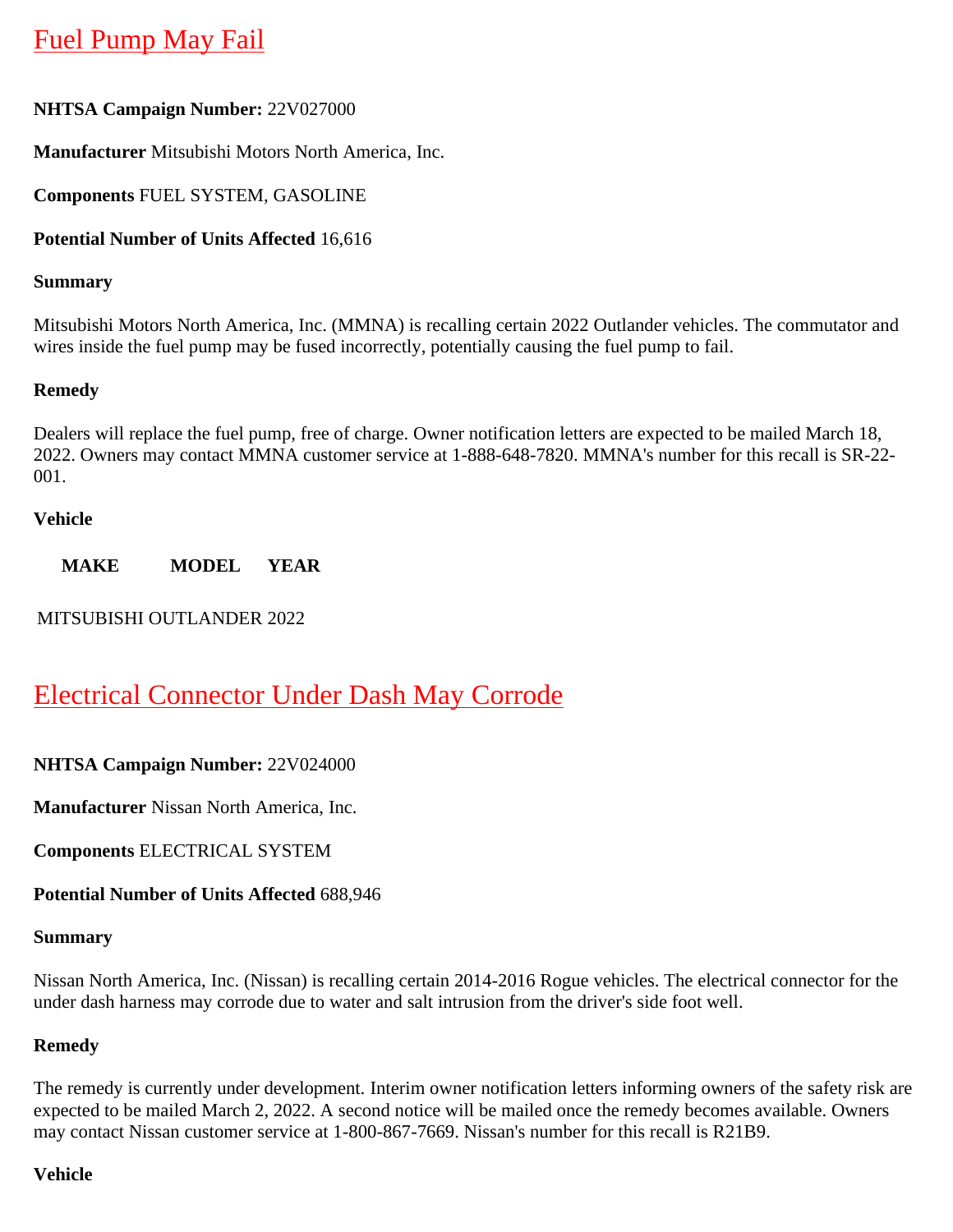# Fuel Pump May Fail

**NHTSA Campaign Number:** 22V027000

**Manufacturer** Mitsubishi Motors North America, Inc.

**Components** FUEL SYSTEM, GASOLINE

**Potential Number of Units Affected** 16,616

**Summary**

Mitsubishi Motors North America, Inc. (MMNA) is recalling certain 2022 Outlander vehicles. The commutator and wires inside the fuel pump may be fused incorrectly, potentially causing the fuel pump to fail.

**Remedy**

Dealers will replace the fuel pump, free of charge. Owner notification letters are expected to be mailed March 18, 2022. Owners may contact MMNA customer service at 1-888-648-7820. MMNA's number for this recall is SR-22-001.

**Vehicle**

| MAKE | MODEL | YEAR |
| --- | --- | --- |
| MITSUBISHI | OUTLANDER | 2022 |

# Electrical Connector Under Dash May Corrode

**NHTSA Campaign Number:** 22V024000

**Manufacturer** Nissan North America, Inc.

**Components** ELECTRICAL SYSTEM

**Potential Number of Units Affected** 688,946

**Summary**

Nissan North America, Inc. (Nissan) is recalling certain 2014-2016 Rogue vehicles. The electrical connector for the under dash harness may corrode due to water and salt intrusion from the driver's side foot well.

**Remedy**

The remedy is currently under development. Interim owner notification letters informing owners of the safety risk are expected to be mailed March 2, 2022. A second notice will be mailed once the remedy becomes available. Owners may contact Nissan customer service at 1-800-867-7669. Nissan's number for this recall is R21B9.

**Vehicle**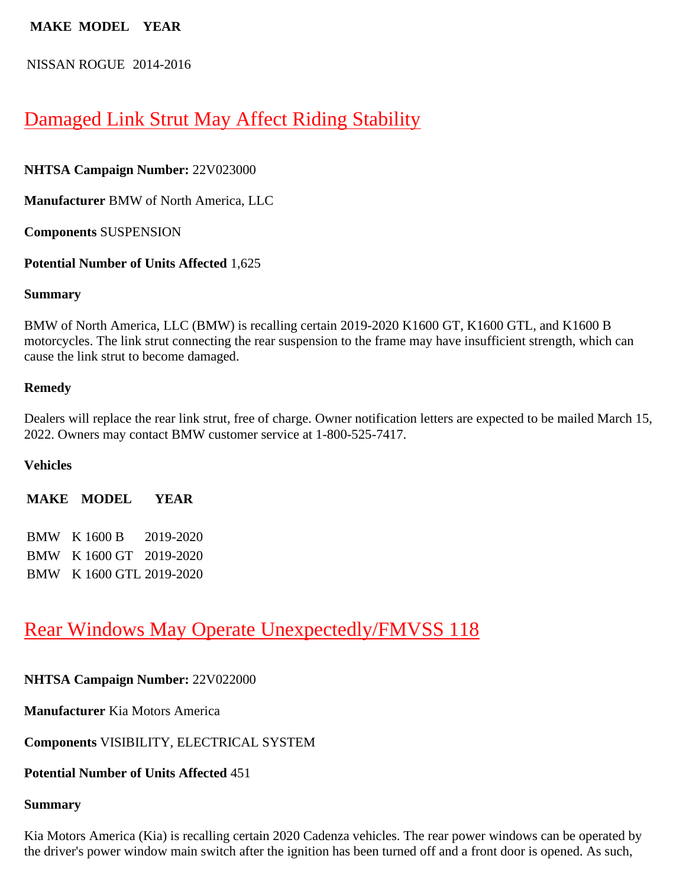| MAKE | MODEL | YEAR |
|---|---|---|
| NISSAN | ROGUE | 2014-2016 |

## Damaged Link Strut May Affect Riding Stability

**NHTSA Campaign Number:** 22V023000

**Manufacturer** BMW of North America, LLC

**Components** SUSPENSION

**Potential Number of Units Affected** 1,625

**Summary**

BMW of North America, LLC (BMW) is recalling certain 2019-2020 K1600 GT, K1600 GTL, and K1600 B motorcycles. The link strut connecting the rear suspension to the frame may have insufficient strength, which can cause the link strut to become damaged.

**Remedy**

Dealers will replace the rear link strut, free of charge. Owner notification letters are expected to be mailed March 15, 2022. Owners may contact BMW customer service at 1-800-525-7417.

**Vehicles**

| MAKE | MODEL | YEAR |
|---|---|---|
| BMW | K 1600 B | 2019-2020 |
| BMW | K 1600 GT | 2019-2020 |
| BMW | K 1600 GTL | 2019-2020 |

## Rear Windows May Operate Unexpectedly/FMVSS 118

**NHTSA Campaign Number:** 22V022000

**Manufacturer** Kia Motors America

**Components** VISIBILITY, ELECTRICAL SYSTEM

**Potential Number of Units Affected** 451

**Summary**

Kia Motors America (Kia) is recalling certain 2020 Cadenza vehicles. The rear power windows can be operated by the driver's power window main switch after the ignition has been turned off and a front door is opened. As such,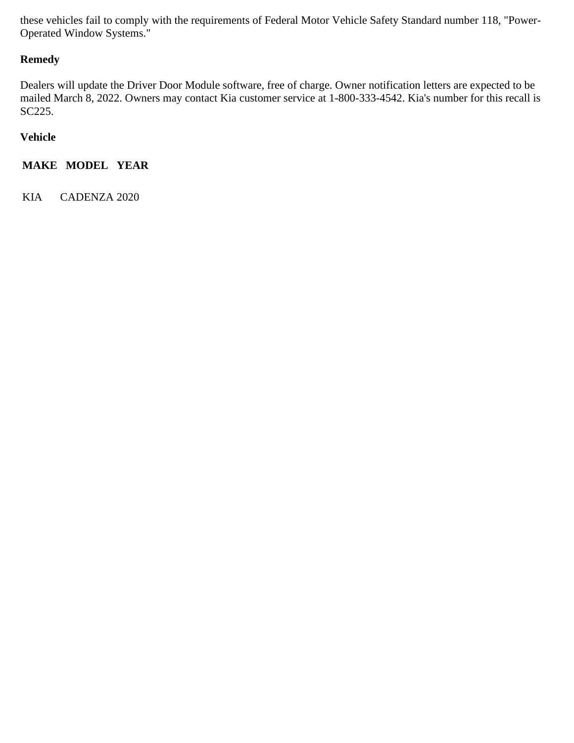these vehicles fail to comply with the requirements of Federal Motor Vehicle Safety Standard number 118, "Power-Operated Window Systems."

**Remedy**

Dealers will update the Driver Door Module software, free of charge. Owner notification letters are expected to be mailed March 8, 2022. Owners may contact Kia customer service at 1-800-333-4542. Kia's number for this recall is SC225.

**Vehicle**

| MAKE | MODEL | YEAR |
| --- | --- | --- |
| KIA | CADENZA | 2020 |